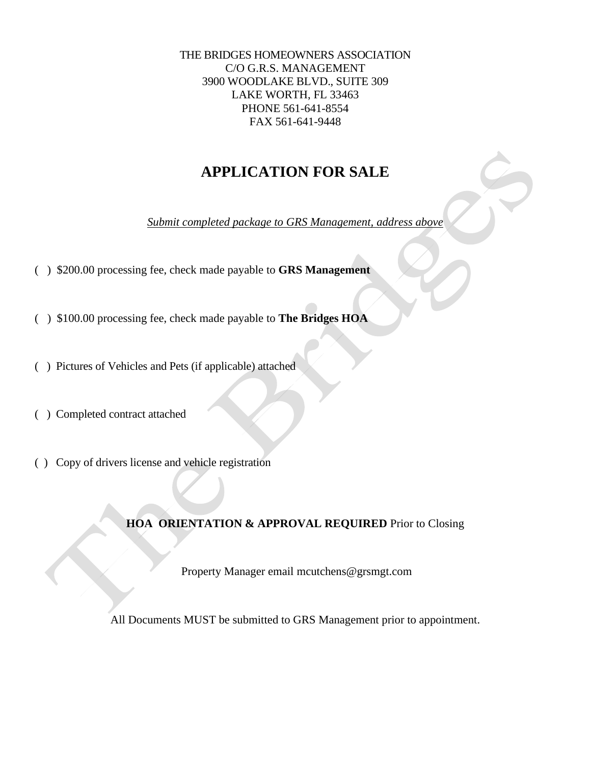THE BRIDGES HOMEOWNERS ASSOCIATION
C/O G.R.S. MANAGEMENT
3900 WOODLAKE BLVD., SUITE 309
LAKE WORTH, FL 33463
PHONE 561-641-8554
FAX 561-641-9448

# APPLICATION FOR SALE

*Submit completed package to GRS Management, address above*

( ) $200.00 processing fee, check made payable to **GRS Management**

( ) $100.00 processing fee, check made payable to **The Bridges HOA**

( ) Pictures of Vehicles and Pets (if applicable) attached

( ) Completed contract attached

( ) Copy of drivers license and vehicle registration

**HOA ORIENTATION & APPROVAL REQUIRED** Prior to Closing

Property Manager email mcutchens@grsmgt.com

All Documents MUST be submitted to GRS Management prior to appointment.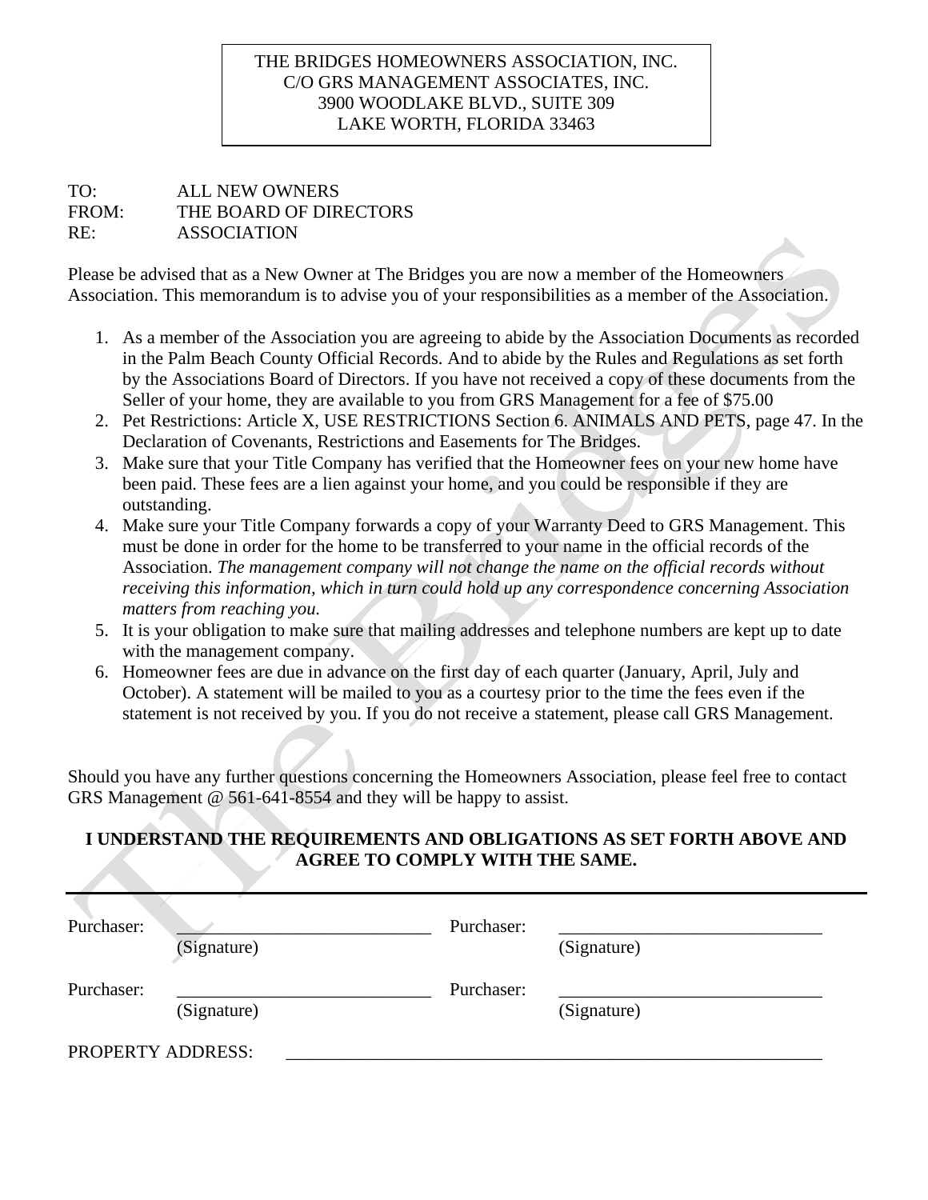THE BRIDGES HOMEOWNERS ASSOCIATION, INC.
C/O GRS MANAGEMENT ASSOCIATES, INC.
3900 WOODLAKE BLVD., SUITE 309
LAKE WORTH, FLORIDA 33463

TO: ALL NEW OWNERS
FROM: THE BOARD OF DIRECTORS
RE: ASSOCIATION

Please be advised that as a New Owner at The Bridges you are now a member of the Homeowners Association. This memorandum is to advise you of your responsibilities as a member of the Association.

1. As a member of the Association you are agreeing to abide by the Association Documents as recorded in the Palm Beach County Official Records. And to abide by the Rules and Regulations as set forth by the Associations Board of Directors. If you have not received a copy of these documents from the Seller of your home, they are available to you from GRS Management for a fee of $75.00
2. Pet Restrictions: Article X, USE RESTRICTIONS Section 6. ANIMALS AND PETS, page 47. In the Declaration of Covenants, Restrictions and Easements for The Bridges.
3. Make sure that your Title Company has verified that the Homeowner fees on your new home have been paid. These fees are a lien against your home, and you could be responsible if they are outstanding.
4. Make sure your Title Company forwards a copy of your Warranty Deed to GRS Management. This must be done in order for the home to be transferred to your name in the official records of the Association. *The management company will not change the name on the official records without receiving this information, which in turn could hold up any correspondence concerning Association matters from reaching you.*
5. It is your obligation to make sure that mailing addresses and telephone numbers are kept up to date with the management company.
6. Homeowner fees are due in advance on the first day of each quarter (January, April, July and October). A statement will be mailed to you as a courtesy prior to the time the fees even if the statement is not received by you. If you do not receive a statement, please call GRS Management.

Should you have any further questions concerning the Homeowners Association, please feel free to contact GRS Management @ 561-641-8554 and they will be happy to assist.

**I UNDERSTAND THE REQUIREMENTS AND OBLIGATIONS AS SET FORTH ABOVE AND AGREE TO COMPLY WITH THE SAME.**

Purchaser: ____________________________ (Signature) Purchaser: ____________________________ (Signature)

Purchaser: ____________________________ (Signature) Purchaser: ____________________________ (Signature)

PROPERTY ADDRESS: ____________________________________________________________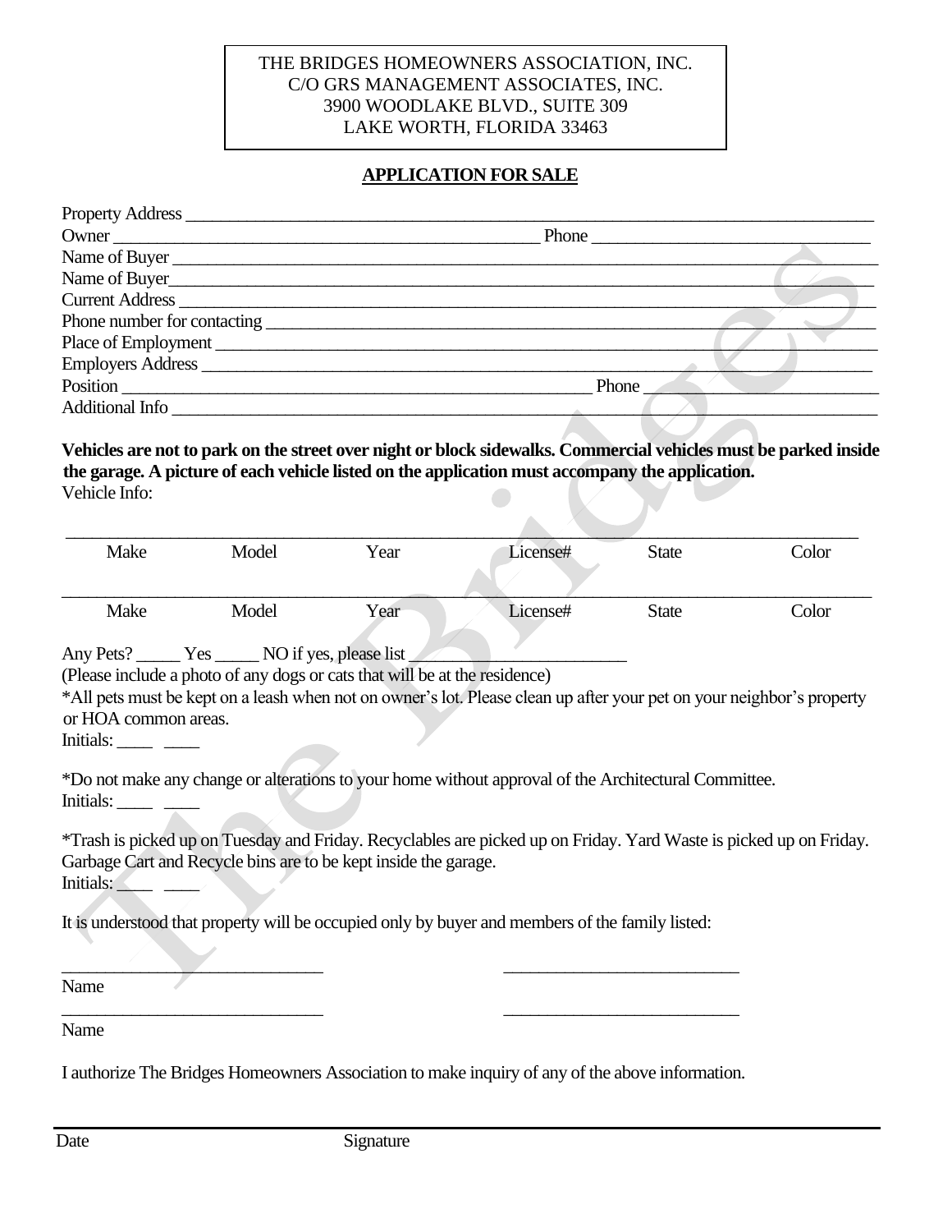THE BRIDGES HOMEOWNERS ASSOCIATION, INC.
C/O GRS MANAGEMENT ASSOCIATES, INC.
3900 WOODLAKE BLVD., SUITE 309
LAKE WORTH, FLORIDA 33463

## APPLICATION FOR SALE

Property Address ____________________________________________________________________

Owner ___________________________________________ Phone ___________________________

Name of Buyer ______________________________________________________________________

Name of Buyer ______________________________________________________________________

Current Address _____________________________________________________________________

Phone number for contacting ___________________________________________________________

Place of Employment _________________________________________________________________

Employers Address __________________________________________________________________

Position _______________________________________________ Phone ______________________

Additional Info ______________________________________________________________________

**Vehicles are not to park on the street over night or block sidewalks. Commercial vehicles must be parked inside the garage. A picture of each vehicle listed on the application must accompany the application.**

Vehicle Info:

| Make | Model | Year | License# | State | Color |
|---|---|---|---|---|---|
| | | | | | |
| Make | Model | Year | License# | State | Color |

Any Pets? _____ Yes _____ NO if yes, please list ________________________

(Please include a photo of any dogs or cats that will be at the residence)

*All pets must be kept on a leash when not on owner's lot. Please clean up after your pet on your neighbor's property or HOA common areas.

Initials: ____ ____

*Do not make any change or alterations to your home without approval of the Architectural Committee.

Initials: ____ ____

*Trash is picked up on Tuesday and Friday. Recyclables are picked up on Friday. Yard Waste is picked up on Friday. Garbage Cart and Recycle bins are to be kept inside the garage.

Initials: ____ ____

It is understood that property will be occupied only by buyer and members of the family listed:

______________________________ ______________________________

Name

______________________________ ______________________________

Name

I authorize The Bridges Homeowners Association to make inquiry of any of the above information.

Date Signature